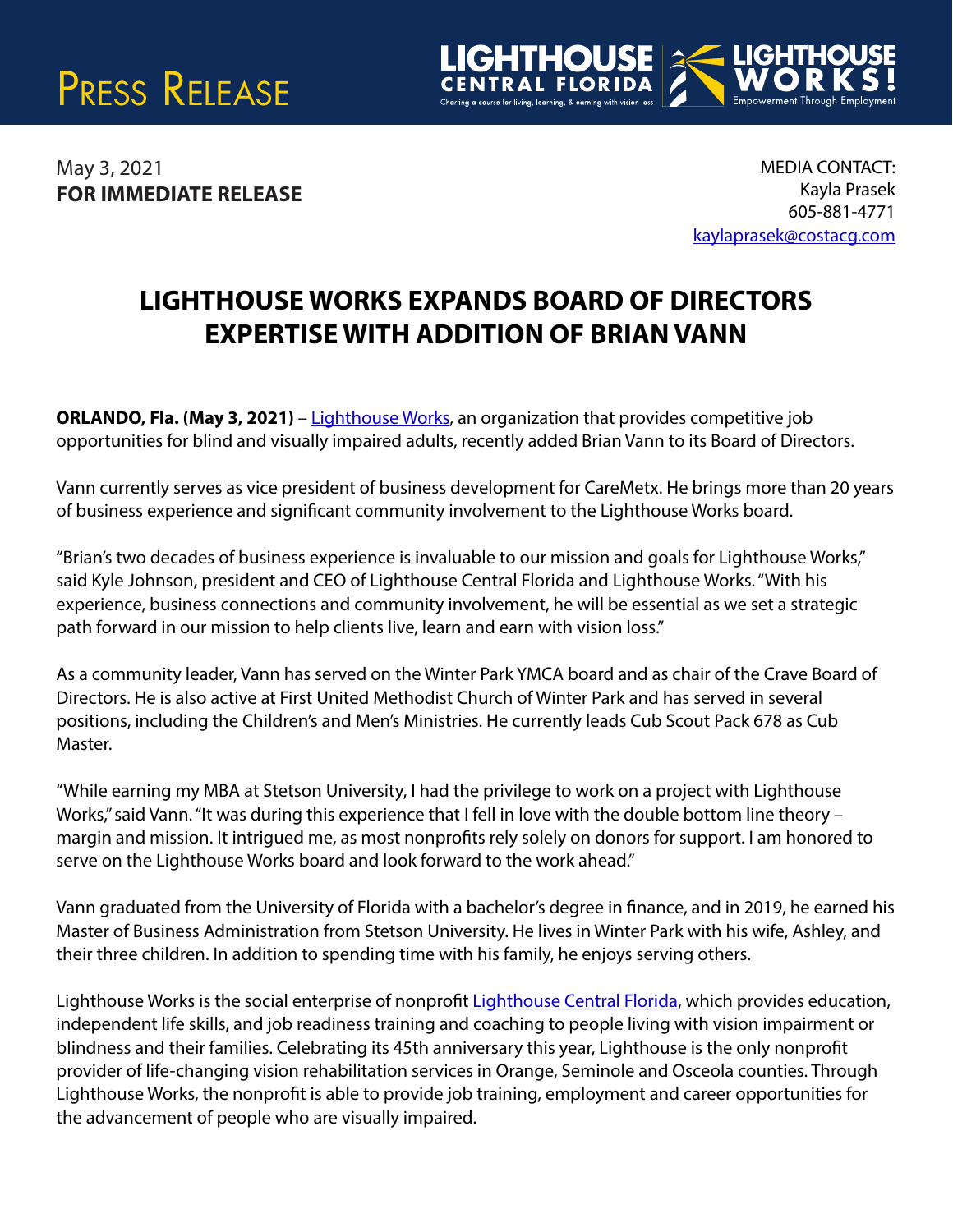PRESS RELEASE

LIGHTHOUSE CENTRAL FLORIDA
Charting a course for living, learning, & earning with vision loss

LIGHTHOUSE WORKS!
Empowerment Through Employment

May 3, 2021
**FOR IMMEDIATE RELEASE**

MEDIA CONTACT:
Kayla Prasek
605-881-4771
kaylaprasek@costacg.com

# LIGHTHOUSE WORKS EXPANDS BOARD OF DIRECTORS EXPERTISE WITH ADDITION OF BRIAN VANN

**ORLANDO, Fla. (May 3, 2021)** – Lighthouse Works, an organization that provides competitive job opportunities for blind and visually impaired adults, recently added Brian Vann to its Board of Directors.

Vann currently serves as vice president of business development for CareMetx. He brings more than 20 years of business experience and significant community involvement to the Lighthouse Works board.

"Brian's two decades of business experience is invaluable to our mission and goals for Lighthouse Works," said Kyle Johnson, president and CEO of Lighthouse Central Florida and Lighthouse Works. "With his experience, business connections and community involvement, he will be essential as we set a strategic path forward in our mission to help clients live, learn and earn with vision loss."

As a community leader, Vann has served on the Winter Park YMCA board and as chair of the Crave Board of Directors. He is also active at First United Methodist Church of Winter Park and has served in several positions, including the Children's and Men's Ministries. He currently leads Cub Scout Pack 678 as Cub Master.

"While earning my MBA at Stetson University, I had the privilege to work on a project with Lighthouse Works," said Vann. "It was during this experience that I fell in love with the double bottom line theory – margin and mission. It intrigued me, as most nonprofits rely solely on donors for support. I am honored to serve on the Lighthouse Works board and look forward to the work ahead."

Vann graduated from the University of Florida with a bachelor's degree in finance, and in 2019, he earned his Master of Business Administration from Stetson University. He lives in Winter Park with his wife, Ashley, and their three children. In addition to spending time with his family, he enjoys serving others.

Lighthouse Works is the social enterprise of nonprofit Lighthouse Central Florida, which provides education, independent life skills, and job readiness training and coaching to people living with vision impairment or blindness and their families. Celebrating its 45th anniversary this year, Lighthouse is the only nonprofit provider of life-changing vision rehabilitation services in Orange, Seminole and Osceola counties. Through Lighthouse Works, the nonprofit is able to provide job training, employment and career opportunities for the advancement of people who are visually impaired.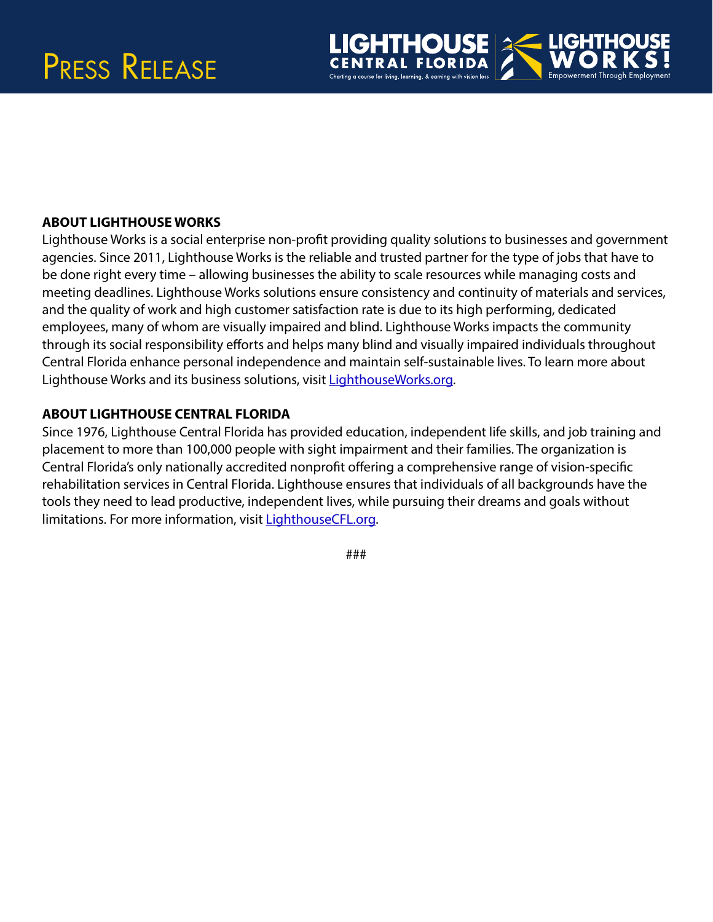## ABOUT LIGHTHOUSE WORKS

Lighthouse Works is a social enterprise non-profit providing quality solutions to businesses and government agencies. Since 2011, Lighthouse Works is the reliable and trusted partner for the type of jobs that have to be done right every time – allowing businesses the ability to scale resources while managing costs and meeting deadlines. Lighthouse Works solutions ensure consistency and continuity of materials and services, and the quality of work and high customer satisfaction rate is due to its high performing, dedicated employees, many of whom are visually impaired and blind. Lighthouse Works impacts the community through its social responsibility efforts and helps many blind and visually impaired individuals throughout Central Florida enhance personal independence and maintain self-sustainable lives. To learn more about Lighthouse Works and its business solutions, visit LighthouseWorks.org.

## ABOUT LIGHTHOUSE CENTRAL FLORIDA

Since 1976, Lighthouse Central Florida has provided education, independent life skills, and job training and placement to more than 100,000 people with sight impairment and their families. The organization is Central Florida's only nationally accredited nonprofit offering a comprehensive range of vision-specific rehabilitation services in Central Florida. Lighthouse ensures that individuals of all backgrounds have the tools they need to lead productive, independent lives, while pursuing their dreams and goals without limitations. For more information, visit LighthouseCFL.org.

###